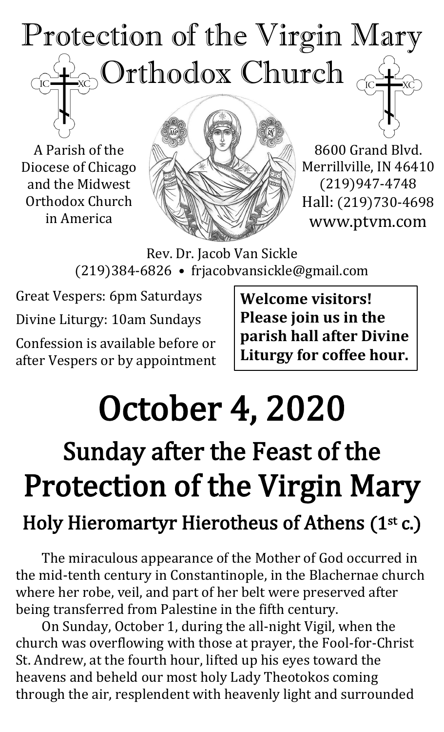# Protection of the Virgin Mary Orthodox Church

A Parish of the Diocese of Chicago and the Midwest Orthodox Church in America

8600 Grand Blvd.
Merrillville, IN 46410
(219)947-4748
Hall: (219)730-4698
www.ptvm.com

Rev. Dr. Jacob Van Sickle
(219)384-6826 • frjacobvansickle@gmail.com

Great Vespers: 6pm Saturdays

Divine Liturgy: 10am Sundays

Confession is available before or after Vespers or by appointment

**Welcome visitors! Please join us in the parish hall after Divine Liturgy for coffee hour.**

# October 4, 2020

## Sunday after the Feast of the Protection of the Virgin Mary

### Holy Hieromartyr Hierotheus of Athens (1st c.)

The miraculous appearance of the Mother of God occurred in the mid-tenth century in Constantinople, in the Blachernae church where her robe, veil, and part of her belt were preserved after being transferred from Palestine in the fifth century.

On Sunday, October 1, during the all-night Vigil, when the church was overflowing with those at prayer, the Fool-for-Christ St. Andrew, at the fourth hour, lifted up his eyes toward the heavens and beheld our most holy Lady Theotokos coming through the air, resplendent with heavenly light and surrounded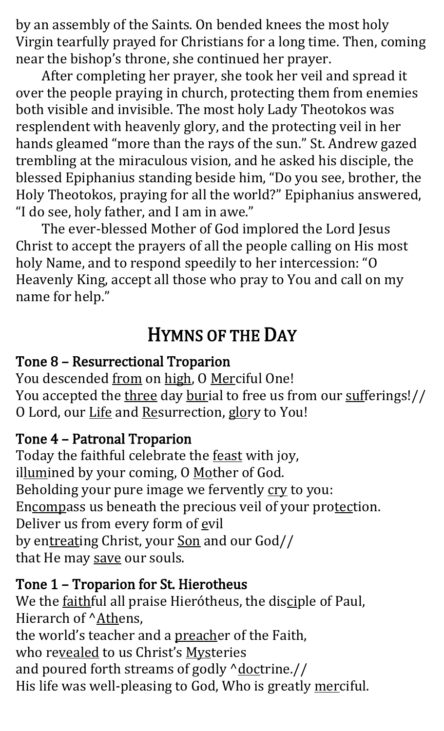by an assembly of the Saints. On bended knees the most holy Virgin tearfully prayed for Christians for a long time. Then, coming near the bishop's throne, she continued her prayer.

After completing her prayer, she took her veil and spread it over the people praying in church, protecting them from enemies both visible and invisible. The most holy Lady Theotokos was resplendent with heavenly glory, and the protecting veil in her hands gleamed "more than the rays of the sun." St. Andrew gazed trembling at the miraculous vision, and he asked his disciple, the blessed Epiphanius standing beside him, "Do you see, brother, the Holy Theotokos, praying for all the world?" Epiphanius answered, "I do see, holy father, and I am in awe."

The ever-blessed Mother of God implored the Lord Jesus Christ to accept the prayers of all the people calling on His most holy Name, and to respond speedily to her intercession: "O Heavenly King, accept all those who pray to You and call on my name for help."

## HYMNS OF THE DAY

**Tone 8 – Resurrectional Troparion**

You descended from on high, O Merciful One!
You accepted the three day burial to free us from our sufferings!//
O Lord, our Life and Resurrection, glory to You!

**Tone 4 – Patronal Troparion**

Today the faithful celebrate the feast with joy,
illumined by your coming, O Mother of God.
Beholding your pure image we fervently cry to you:
Encompass us beneath the precious veil of your protection.
Deliver us from every form of evil
by entreating Christ, your Son and our God//
that He may save our souls.

**Tone 1 – Troparion for St. Hierotheus**

We the faithful all praise Hierótheus, the disciple of Paul,
Hierarch of ^Athens,
the world's teacher and a preacher of the Faith,
who revealed to us Christ's Mysteries
and poured forth streams of godly ^doctrine.//
His life was well-pleasing to God, Who is greatly merciful.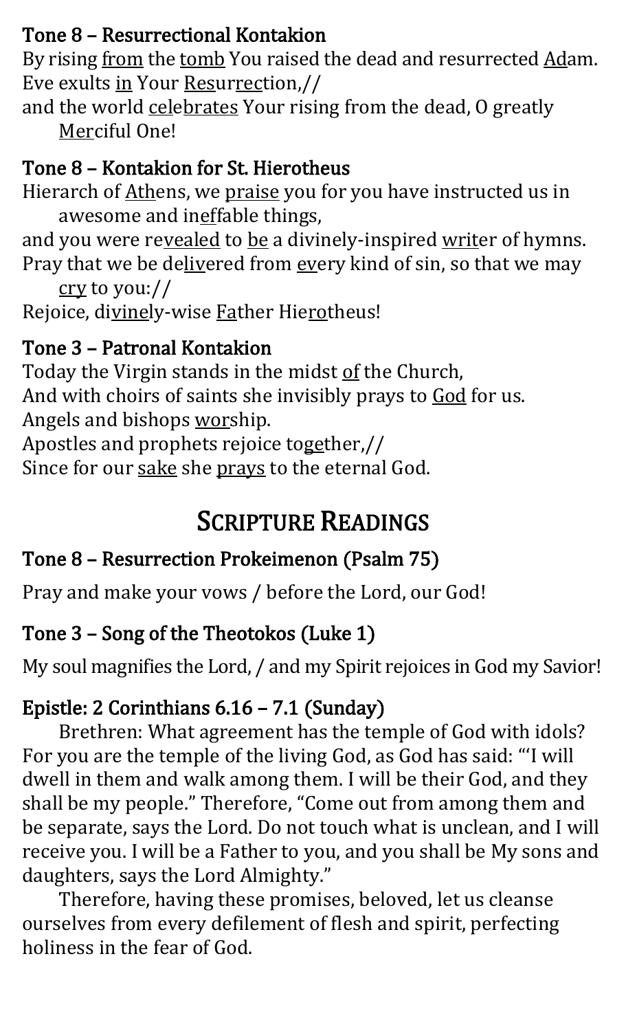### Tone 8 – Resurrectional Kontakion

By rising from the tomb You raised the dead and resurrected Adam.
Eve exults in Your Resurrection,//
and the world celebrates Your rising from the dead, O greatly Merciful One!

### Tone 8 – Kontakion for St. Hierotheus

Hierarch of Athens, we praise you for you have instructed us in awesome and ineffable things,
and you were revealed to be a divinely-inspired writer of hymns.
Pray that we be delivered from every kind of sin, so that we may cry to you://
Rejoice, divinely-wise Father Hierotheus!

### Tone 3 – Patronal Kontakion

Today the Virgin stands in the midst of the Church,
And with choirs of saints she invisibly prays to God for us.
Angels and bishops worship.
Apostles and prophets rejoice together,//
Since for our sake she prays to the eternal God.

## SCRIPTURE READINGS

### Tone 8 – Resurrection Prokeimenon (Psalm 75)

Pray and make your vows / before the Lord, our God!

### Tone 3 – Song of the Theotokos (Luke 1)

My soul magnifies the Lord, / and my Spirit rejoices in God my Savior!

### Epistle: 2 Corinthians 6.16 – 7.1 (Sunday)

Brethren: What agreement has the temple of God with idols? For you are the temple of the living God, as God has said: "'I will dwell in them and walk among them. I will be their God, and they shall be my people." Therefore, "Come out from among them and be separate, says the Lord. Do not touch what is unclean, and I will receive you. I will be a Father to you, and you shall be My sons and daughters, says the Lord Almighty."

Therefore, having these promises, beloved, let us cleanse ourselves from every defilement of flesh and spirit, perfecting holiness in the fear of God.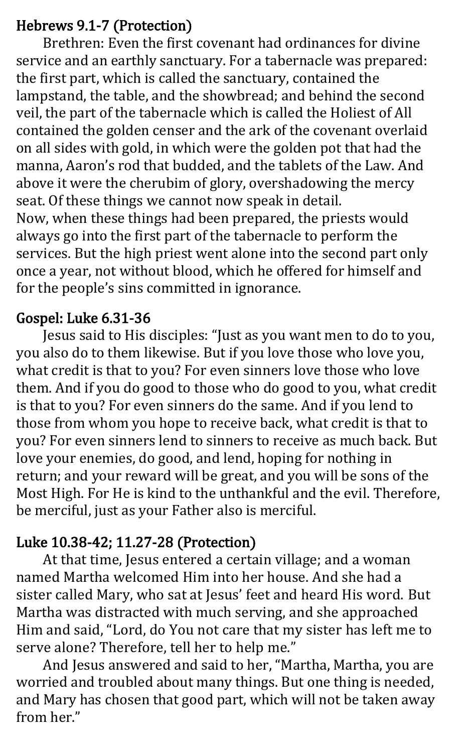## Hebrews 9.1-7 (Protection)

Brethren: Even the first covenant had ordinances for divine service and an earthly sanctuary. For a tabernacle was prepared: the first part, which is called the sanctuary, contained the lampstand, the table, and the showbread; and behind the second veil, the part of the tabernacle which is called the Holiest of All contained the golden censer and the ark of the covenant overlaid on all sides with gold, in which were the golden pot that had the manna, Aaron's rod that budded, and the tablets of the Law. And above it were the cherubim of glory, overshadowing the mercy seat. Of these things we cannot now speak in detail.
Now, when these things had been prepared, the priests would always go into the first part of the tabernacle to perform the services. But the high priest went alone into the second part only once a year, not without blood, which he offered for himself and for the people's sins committed in ignorance.

## Gospel: Luke 6.31-36

Jesus said to His disciples: "Just as you want men to do to you, you also do to them likewise. But if you love those who love you, what credit is that to you? For even sinners love those who love them. And if you do good to those who do good to you, what credit is that to you? For even sinners do the same. And if you lend to those from whom you hope to receive back, what credit is that to you? For even sinners lend to sinners to receive as much back. But love your enemies, do good, and lend, hoping for nothing in return; and your reward will be great, and you will be sons of the Most High. For He is kind to the unthankful and the evil. Therefore, be merciful, just as your Father also is merciful.

## Luke 10.38-42; 11.27-28 (Protection)

At that time, Jesus entered a certain village; and a woman named Martha welcomed Him into her house. And she had a sister called Mary, who sat at Jesus' feet and heard His word. But Martha was distracted with much serving, and she approached Him and said, "Lord, do You not care that my sister has left me to serve alone? Therefore, tell her to help me."

And Jesus answered and said to her, "Martha, Martha, you are worried and troubled about many things. But one thing is needed, and Mary has chosen that good part, which will not be taken away from her."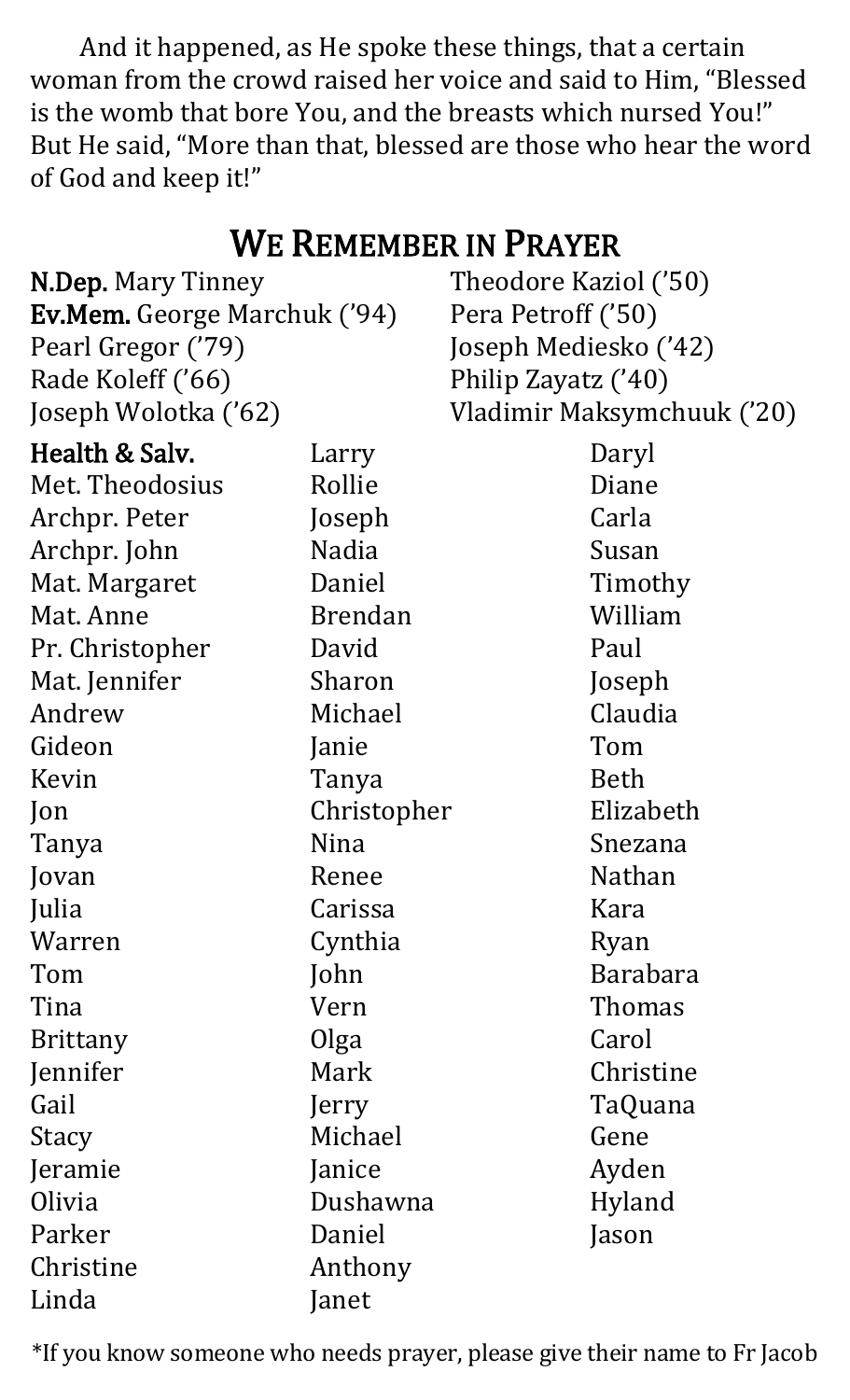And it happened, as He spoke these things, that a certain woman from the crowd raised her voice and said to Him, "Blessed is the womb that bore You, and the breasts which nursed You!" But He said, "More than that, blessed are those who hear the word of God and keep it!"

## We Remember in Prayer

**N.Dep.** Mary Tinney
**Ev.Mem.** George Marchuk ('94)
Pearl Gregor ('79)
Rade Koleff ('66)
Joseph Wolotka ('62)
Theodore Kaziol ('50)
Pera Petroff ('50)
Joseph Mediesko ('42)
Philip Zayatz ('40)
Vladimir Maksymchuuk ('20)

**Health & Salv.**
Met. Theodosius
Archpr. Peter
Archpr. John
Mat. Margaret
Mat. Anne
Pr. Christopher
Mat. Jennifer
Andrew
Gideon
Kevin
Jon
Tanya
Jovan
Julia
Warren
Tom
Tina
Brittany
Jennifer
Gail
Stacy
Jeramie
Olivia
Parker
Christine
Linda
Larry
Rollie
Joseph
Nadia
Daniel
Brendan
David
Sharon
Michael
Janie
Tanya
Christopher
Nina
Renee
Carissa
Cynthia
John
Vern
Olga
Mark
Jerry
Michael
Janice
Dushawna
Daniel
Anthony
Janet
Daryl
Diane
Carla
Susan
Timothy
William
Paul
Joseph
Claudia
Tom
Beth
Elizabeth
Snezana
Nathan
Kara
Ryan
Barabara
Thomas
Carol
Christine
TaQuana
Gene
Ayden
Hyland
Jason

*If you know someone who needs prayer, please give their name to Fr Jacob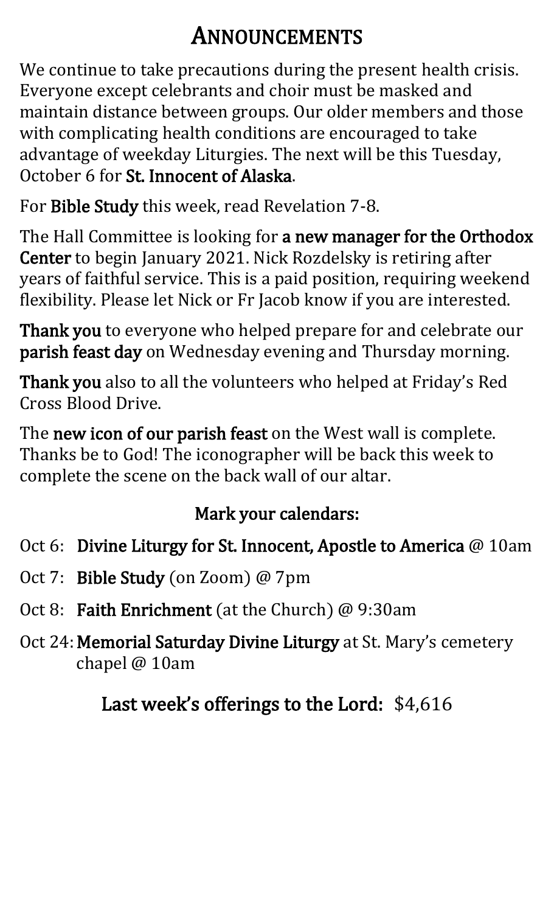# Announcements

We continue to take precautions during the present health crisis. Everyone except celebrants and choir must be masked and maintain distance between groups. Our older members and those with complicating health conditions are encouraged to take advantage of weekday Liturgies. The next will be this Tuesday, October 6 for **St. Innocent of Alaska**.

For **Bible Study** this week, read Revelation 7-8.

The Hall Committee is looking for **a new manager for the Orthodox Center** to begin January 2021. Nick Rozdelsky is retiring after years of faithful service. This is a paid position, requiring weekend flexibility. Please let Nick or Fr Jacob know if you are interested.

**Thank you** to everyone who helped prepare for and celebrate our **parish feast day** on Wednesday evening and Thursday morning.

**Thank you** also to all the volunteers who helped at Friday's Red Cross Blood Drive.

The **new icon of our parish feast** on the West wall is complete. Thanks be to God! The iconographer will be back this week to complete the scene on the back wall of our altar.

## Mark your calendars:

- Oct 6: **Divine Liturgy for St. Innocent, Apostle to America** @ 10am
- Oct 7: **Bible Study** (on Zoom) @ 7pm
- Oct 8: **Faith Enrichment** (at the Church) @ 9:30am
- Oct 24: **Memorial Saturday Divine Liturgy** at St. Mary's cemetery chapel @ 10am

## Last week's offerings to the Lord: $4,616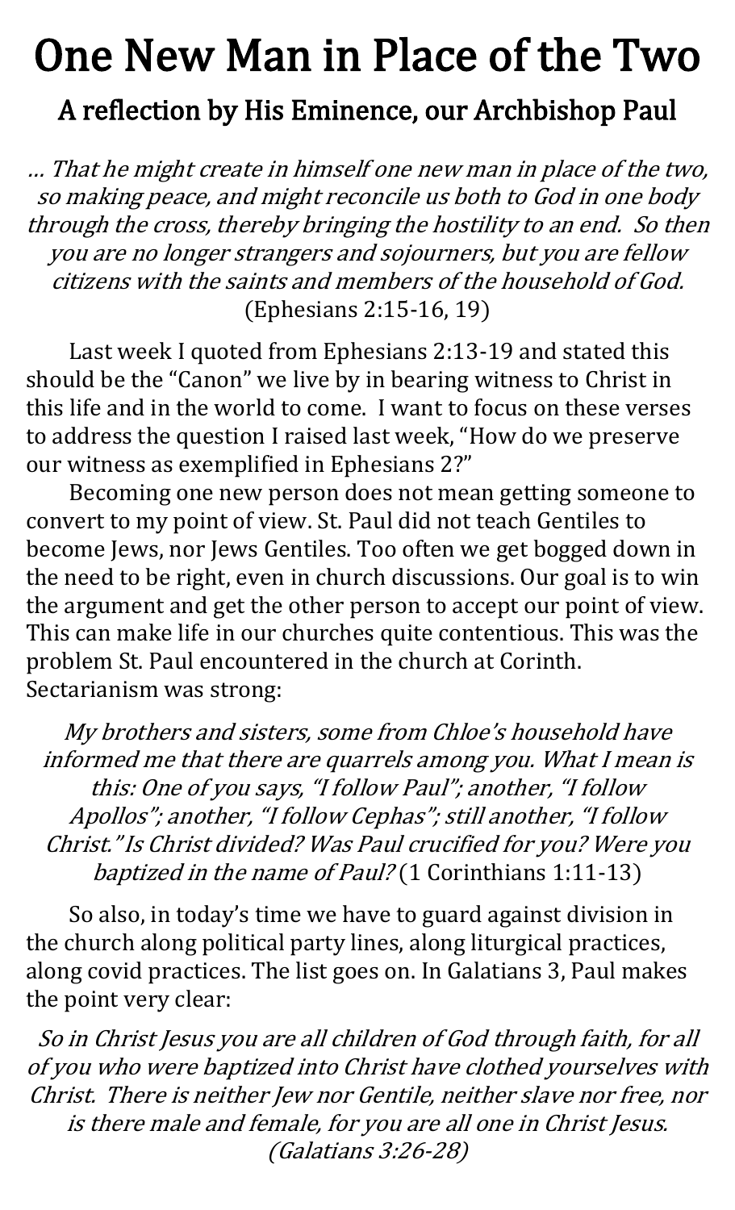# One New Man in Place of the Two

## A reflection by His Eminence, our Archbishop Paul

*… That he might create in himself one new man in place of the two, so making peace, and might reconcile us both to God in one body through the cross, thereby bringing the hostility to an end. So then you are no longer strangers and sojourners, but you are fellow citizens with the saints and members of the household of God.* (Ephesians 2:15-16, 19)

Last week I quoted from Ephesians 2:13-19 and stated this should be the "Canon" we live by in bearing witness to Christ in this life and in the world to come. I want to focus on these verses to address the question I raised last week, "How do we preserve our witness as exemplified in Ephesians 2?"

Becoming one new person does not mean getting someone to convert to my point of view. St. Paul did not teach Gentiles to become Jews, nor Jews Gentiles. Too often we get bogged down in the need to be right, even in church discussions. Our goal is to win the argument and get the other person to accept our point of view. This can make life in our churches quite contentious. This was the problem St. Paul encountered in the church at Corinth. Sectarianism was strong:

*My brothers and sisters, some from Chloe's household have informed me that there are quarrels among you. What I mean is this: One of you says, "I follow Paul"; another, "I follow Apollos"; another, "I follow Cephas"; still another, "I follow Christ." Is Christ divided? Was Paul crucified for you? Were you baptized in the name of Paul?* (1 Corinthians 1:11-13)

So also, in today's time we have to guard against division in the church along political party lines, along liturgical practices, along covid practices. The list goes on. In Galatians 3, Paul makes the point very clear:

*So in Christ Jesus you are all children of God through faith, for all of you who were baptized into Christ have clothed yourselves with Christ. There is neither Jew nor Gentile, neither slave nor free, nor is there male and female, for you are all one in Christ Jesus. (Galatians 3:26-28)*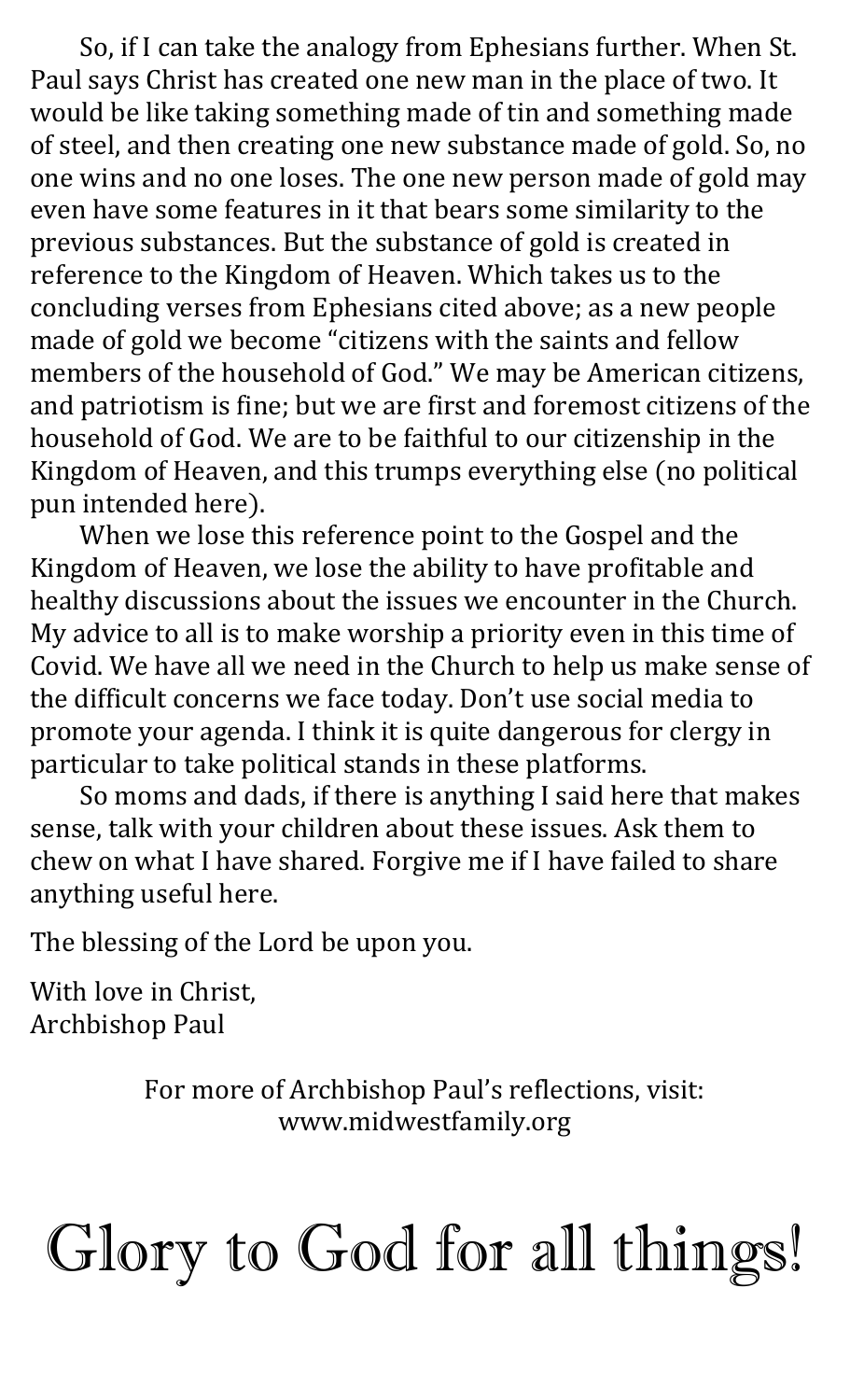So, if I can take the analogy from Ephesians further. When St. Paul says Christ has created one new man in the place of two. It would be like taking something made of tin and something made of steel, and then creating one new substance made of gold. So, no one wins and no one loses. The one new person made of gold may even have some features in it that bears some similarity to the previous substances. But the substance of gold is created in reference to the Kingdom of Heaven. Which takes us to the concluding verses from Ephesians cited above; as a new people made of gold we become "citizens with the saints and fellow members of the household of God." We may be American citizens, and patriotism is fine; but we are first and foremost citizens of the household of God. We are to be faithful to our citizenship in the Kingdom of Heaven, and this trumps everything else (no political pun intended here).

When we lose this reference point to the Gospel and the Kingdom of Heaven, we lose the ability to have profitable and healthy discussions about the issues we encounter in the Church. My advice to all is to make worship a priority even in this time of Covid. We have all we need in the Church to help us make sense of the difficult concerns we face today. Don't use social media to promote your agenda. I think it is quite dangerous for clergy in particular to take political stands in these platforms.

So moms and dads, if there is anything I said here that makes sense, talk with your children about these issues. Ask them to chew on what I have shared. Forgive me if I have failed to share anything useful here.

The blessing of the Lord be upon you.

With love in Christ,
Archbishop Paul

For more of Archbishop Paul's reflections, visit:
www.midwestfamily.org

# Glory to God for all things!